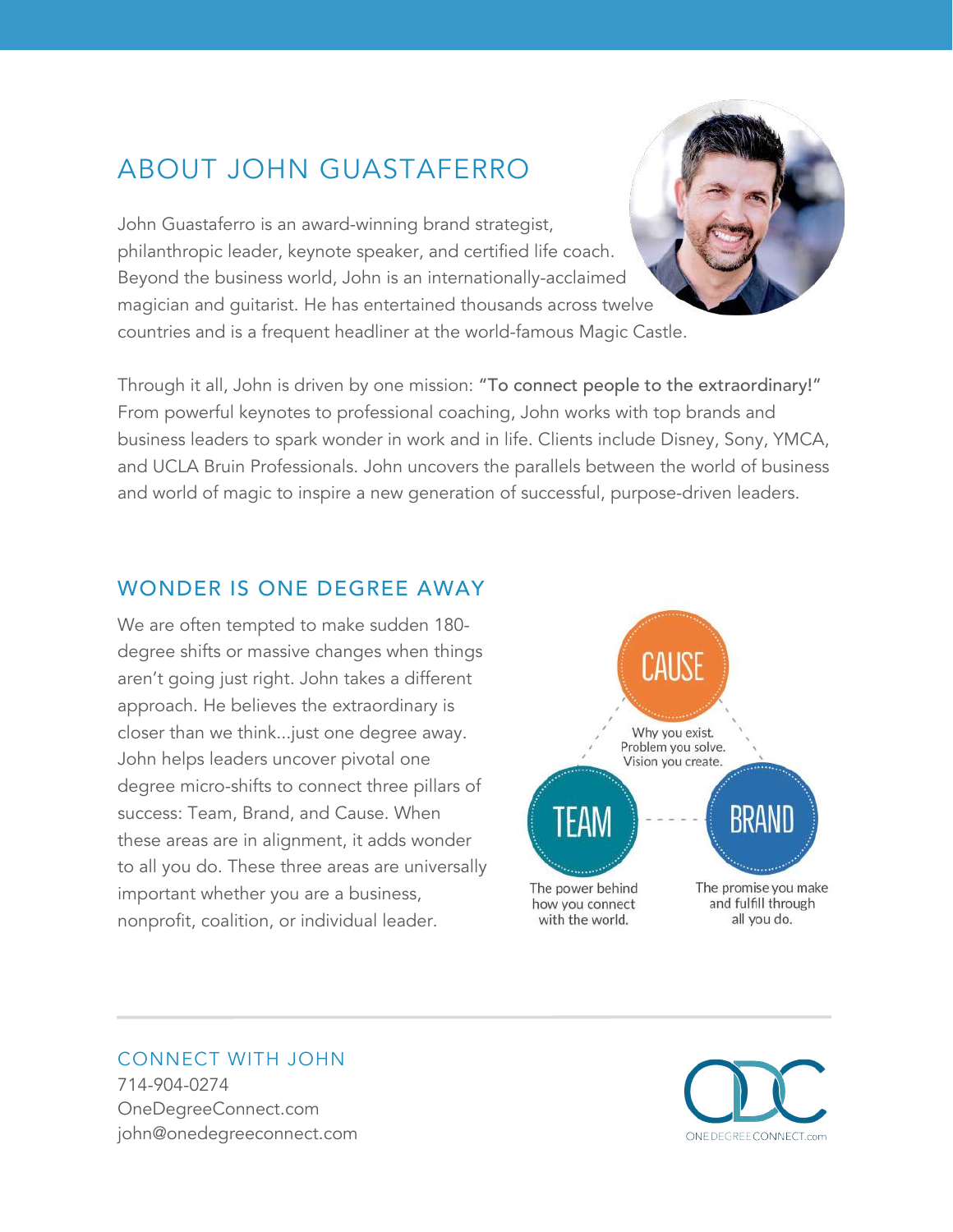# ABOUT JOHN GUASTAFERRO

John Guastaferro is an award-winning brand strategist, philanthropic leader, keynote speaker, and certified life coach. Beyond the business world, John is an internationally-acclaimed magician and guitarist. He has entertained thousands across twelve countries and is a frequent headliner at the world-famous Magic Castle.

Through it all, John is driven by one mission: "To connect people to the extraordinary!" From powerful keynotes to professional coaching, John works with top brands and business leaders to spark wonder in work and in life. Clients include Disney, Sony, YMCA, and UCLA Bruin Professionals. John uncovers the parallels between the world of business and world of magic to inspire a new generation of successful, purpose-driven leaders.

## WONDER IS ONE DEGREE AWAY

We are often tempted to make sudden 180-degree shifts or massive changes when things aren't going just right. John takes a different approach. He believes the extraordinary is closer than we think...just one degree away. John helps leaders uncover pivotal one degree micro-shifts to connect three pillars of success: Team, Brand, and Cause. When these areas are in alignment, it adds wonder to all you do. These three areas are universally important whether you are a business, nonprofit, coalition, or individual leader.

**CAUSE**
Why you exist.
Problem you solve.
Vision you create.

**TEAM**
The power behind how you connect with the world.

**BRAND**
The promise you make and fulfill through all you do.

## CONNECT WITH JOHN

714-904-0274
OneDegreeConnect.com
john@onedegreeconnect.com

ONEDEGREECONNECT.com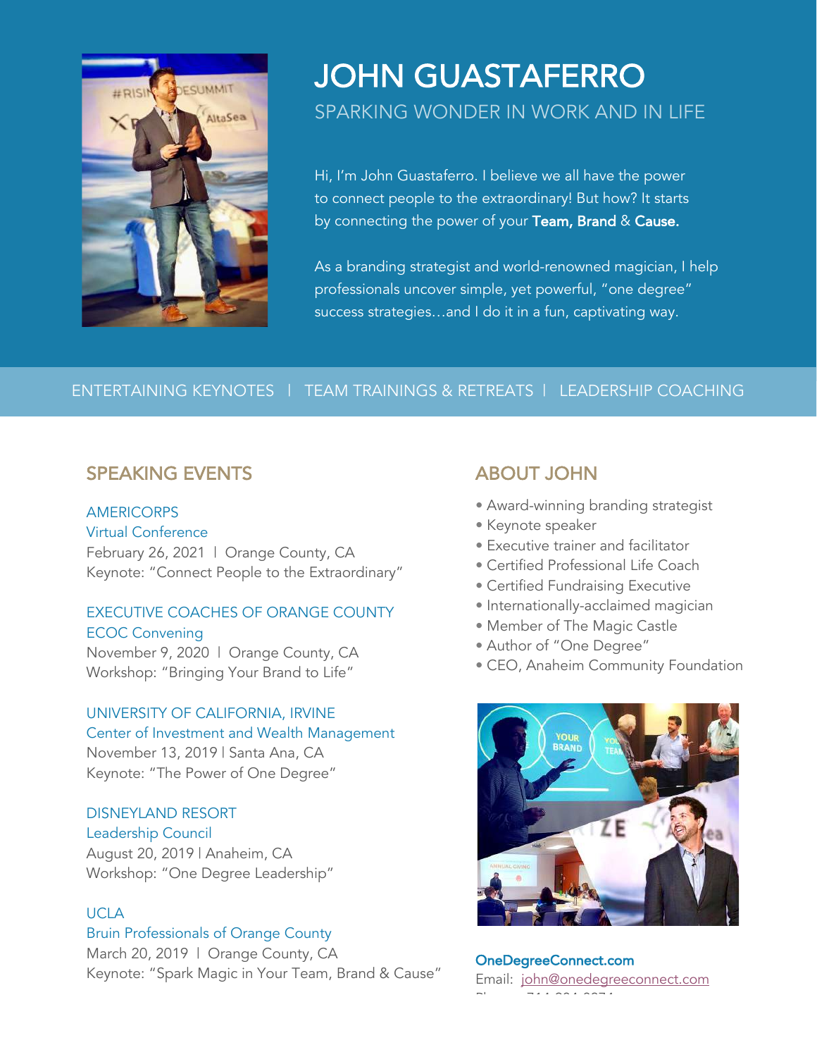# JOHN GUASTAFERRO

SPARKING WONDER IN WORK AND IN LIFE

Hi, I'm John Guastaferro. I believe we all have the power to connect people to the extraordinary! But how? It starts by connecting the power of your **Team, Brand** & **Cause.**

As a branding strategist and world-renowned magician, I help professionals uncover simple, yet powerful, "one degree" success strategies…and I do it in a fun, captivating way.

ENTERTAINING KEYNOTES | TEAM TRAININGS & RETREATS | LEADERSHIP COACHING

## SPEAKING EVENTS

AMERICORPS
Virtual Conference
February 26, 2021 | Orange County, CA
Keynote: "Connect People to the Extraordinary"

EXECUTIVE COACHES OF ORANGE COUNTY
ECOC Convening
November 9, 2020 | Orange County, CA
Workshop: "Bringing Your Brand to Life"

UNIVERSITY OF CALIFORNIA, IRVINE
Center of Investment and Wealth Management
November 13, 2019 | Santa Ana, CA
Keynote: "The Power of One Degree"

DISNEYLAND RESORT
Leadership Council
August 20, 2019 | Anaheim, CA
Workshop: "One Degree Leadership"

UCLA
Bruin Professionals of Orange County
March 20, 2019 | Orange County, CA
Keynote: "Spark Magic in Your Team, Brand & Cause"

## ABOUT JOHN

- Award-winning branding strategist
- Keynote speaker
- Executive trainer and facilitator
- Certified Professional Life Coach
- Certified Fundraising Executive
- Internationally-acclaimed magician
- Member of The Magic Castle
- Author of "One Degree"
- CEO, Anaheim Community Foundation

**OneDegreeConnect.com**
Email: john@onedegreeconnect.com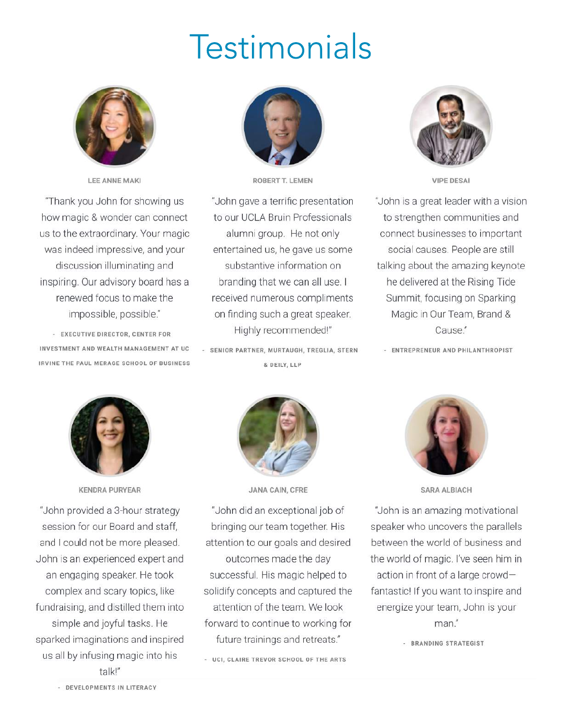# Testimonials

### LEE ANNE MAKI

"Thank you John for showing us how magic & wonder can connect us to the extraordinary. Your magic was indeed impressive, and your discussion illuminating and inspiring. Our advisory board has a renewed focus to make the impossible, possible."

- EXECUTIVE DIRECTOR, CENTER FOR INVESTMENT AND WEALTH MANAGEMENT AT UC IRVINE THE PAUL MERAGE SCHOOL OF BUSINESS

### ROBERT T. LEMEN

"John gave a terrific presentation to our UCLA Bruin Professionals alumni group. He not only entertained us, he gave us some substantive information on branding that we can all use. I received numerous compliments on finding such a great speaker. Highly recommended!"

- SENIOR PARTNER, MURTAUGH, TREGLIA, STERN & DEILY, LLP

### VIPE DESAI

"John is a great leader with a vision to strengthen communities and connect businesses to important social causes. People are still talking about the amazing keynote he delivered at the Rising Tide Summit, focusing on Sparking Magic in Our Team, Brand & Cause."

- ENTREPRENEUR AND PHILANTHROPIST

### KENDRA PURYEAR

"John provided a 3-hour strategy session for our Board and staff, and I could not be more pleased. John is an experienced expert and an engaging speaker. He took complex and scary topics, like fundraising, and distilled them into simple and joyful tasks. He sparked imaginations and inspired us all by infusing magic into his talk!"

- DEVELOPMENTS IN LITERACY

### JANA CAIN, CFRE

"John did an exceptional job of bringing our team together. His attention to our goals and desired outcomes made the day successful. His magic helped to solidify concepts and captured the attention of the team. We look forward to continue to working for future trainings and retreats."

- UCI, CLAIRE TREVOR SCHOOL OF THE ARTS

### SARA ALBIACH

"John is an amazing motivational speaker who uncovers the parallels between the world of business and the world of magic. I've seen him in action in front of a large crowd—fantastic! If you want to inspire and energize your team, John is your man."

- BRANDING STRATEGIST